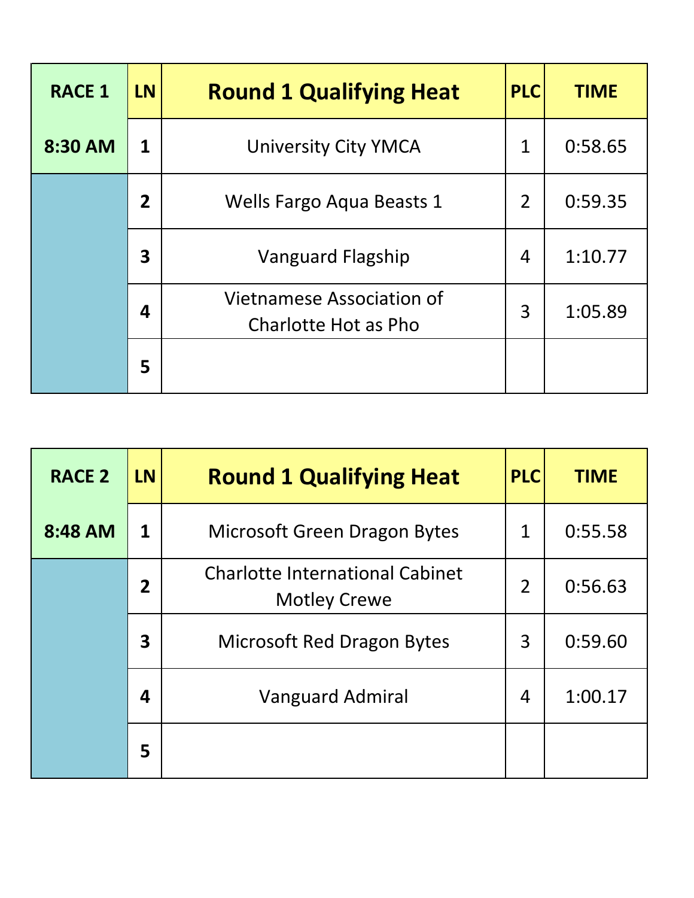| RACE 1 | LN | Round 1 Qualifying Heat | PLC | TIME |
|---|---|---|---|---|
| 8:30 AM | 1 | University City YMCA | 1 | 0:58.65 |
| | 2 | Wells Fargo Aqua Beasts 1 | 2 | 0:59.35 |
| | 3 | Vanguard Flagship | 4 | 1:10.77 |
| | 4 | Vietnamese Association of Charlotte Hot as Pho | 3 | 1:05.89 |
| | 5 | | | |

| RACE 2 | LN | Round 1 Qualifying Heat | PLC | TIME |
|---|---|---|---|---|
| 8:48 AM | 1 | Microsoft Green Dragon Bytes | 1 | 0:55.58 |
| | 2 | Charlotte International Cabinet Motley Crewe | 2 | 0:56.63 |
| | 3 | Microsoft Red Dragon Bytes | 3 | 0:59.60 |
| | 4 | Vanguard Admiral | 4 | 1:00.17 |
| | 5 | | | |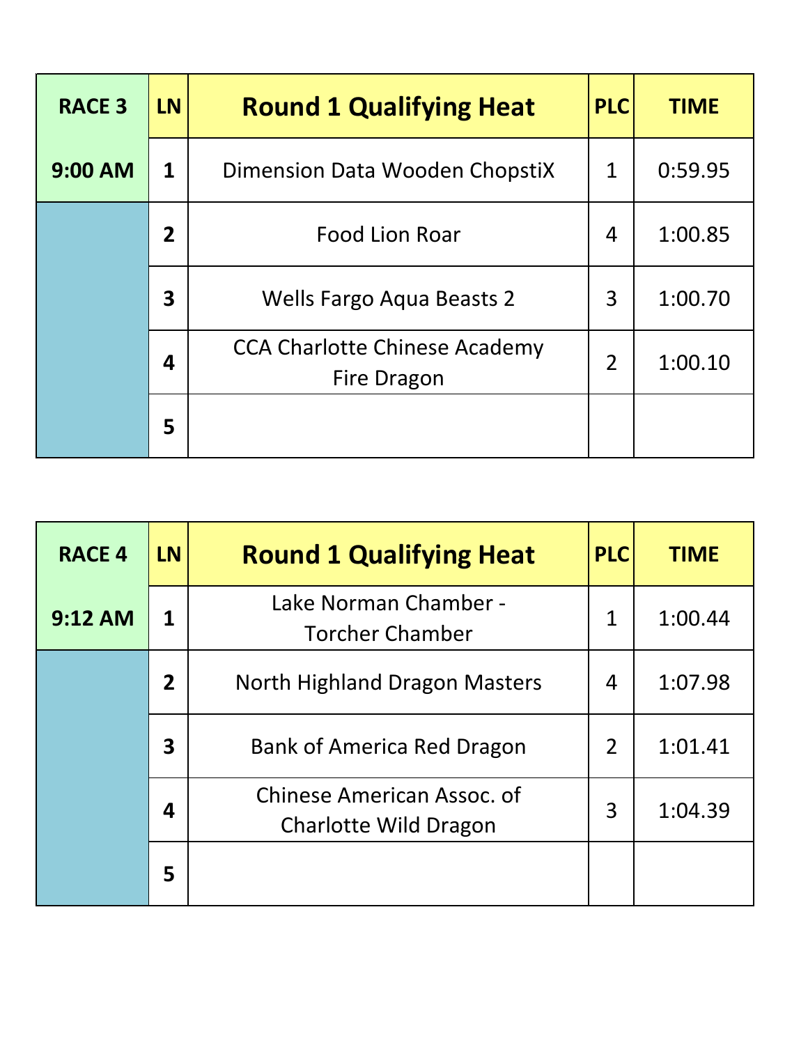| RACE 3 | LN | Round 1 Qualifying Heat | PLC | TIME |
|---|---|---|---|---|
| 9:00 AM | 1 | Dimension Data Wooden ChopstiX | 1 | 0:59.95 |
| | 2 | Food Lion Roar | 4 | 1:00.85 |
| | 3 | Wells Fargo Aqua Beasts 2 | 3 | 1:00.70 |
| | 4 | CCA Charlotte Chinese Academy Fire Dragon | 2 | 1:00.10 |
| | 5 | | | |

| RACE 4 | LN | Round 1 Qualifying Heat | PLC | TIME |
|---|---|---|---|---|
| 9:12 AM | 1 | Lake Norman Chamber - Torcher Chamber | 1 | 1:00.44 |
| | 2 | North Highland Dragon Masters | 4 | 1:07.98 |
| | 3 | Bank of America Red Dragon | 2 | 1:01.41 |
| | 4 | Chinese American Assoc. of Charlotte Wild Dragon | 3 | 1:04.39 |
| | 5 | | | |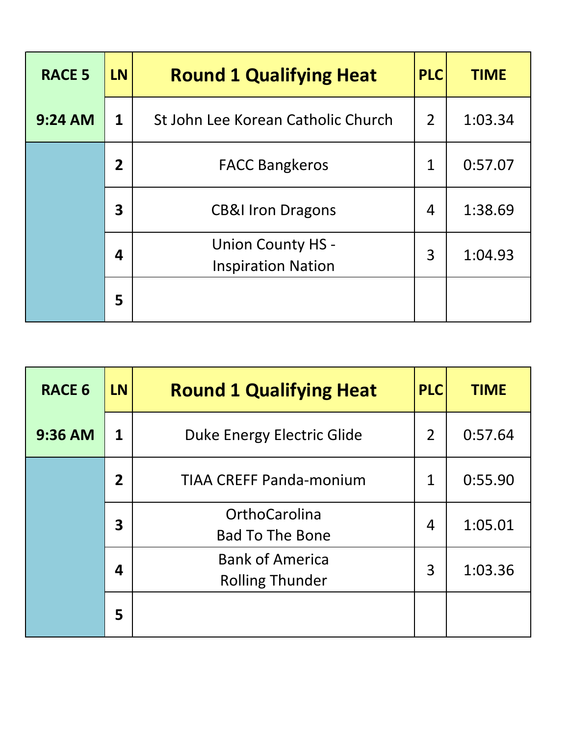| RACE 5 | LN | Round 1 Qualifying Heat | PLC | TIME |
|---|---|---|---|---|
| 9:24 AM | 1 | St John Lee Korean Catholic Church | 2 | 1:03.34 |
| | 2 | FACC Bangkeros | 1 | 0:57.07 |
| | 3 | CB&I Iron Dragons | 4 | 1:38.69 |
| | 4 | Union County HS - Inspiration Nation | 3 | 1:04.93 |
| | 5 | | | |

| RACE 6 | LN | Round 1 Qualifying Heat | PLC | TIME |
|---|---|---|---|---|
| 9:36 AM | 1 | Duke Energy Electric Glide | 2 | 0:57.64 |
| | 2 | TIAA CREFF Panda-monium | 1 | 0:55.90 |
| | 3 | OrthoCarolina Bad To The Bone | 4 | 1:05.01 |
| | 4 | Bank of America Rolling Thunder | 3 | 1:03.36 |
| | 5 | | | |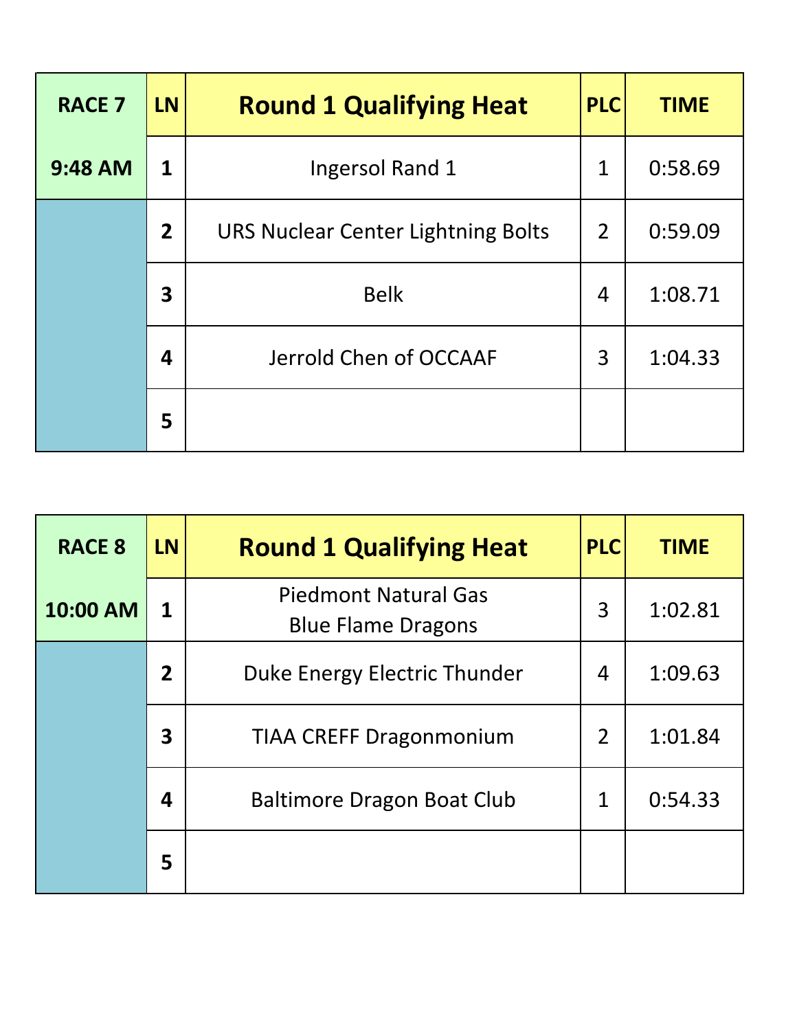| RACE 7 | LN | Round 1 Qualifying Heat | PLC | TIME |
|---|---|---|---|---|
| 9:48 AM | 1 | Ingersol Rand 1 | 1 | 0:58.69 |
| | 2 | URS Nuclear Center Lightning Bolts | 2 | 0:59.09 |
| | 3 | Belk | 4 | 1:08.71 |
| | 4 | Jerrold Chen of OCCAAF | 3 | 1:04.33 |
| | 5 | | | |

| RACE 8 | LN | Round 1 Qualifying Heat | PLC | TIME |
|---|---|---|---|---|
| 10:00 AM | 1 | Piedmont Natural Gas Blue Flame Dragons | 3 | 1:02.81 |
| | 2 | Duke Energy Electric Thunder | 4 | 1:09.63 |
| | 3 | TIAA CREFF Dragonmonium | 2 | 1:01.84 |
| | 4 | Baltimore Dragon Boat Club | 1 | 0:54.33 |
| | 5 | | | |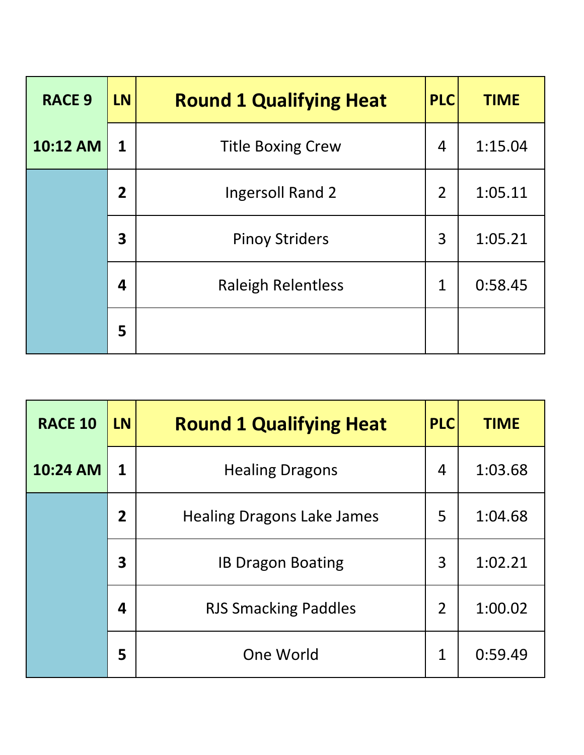| RACE 9 | LN | Round 1 Qualifying Heat | PLC | TIME |
|---|---|---|---|---|
| 10:12 AM | 1 | Title Boxing Crew | 4 | 1:15.04 |
| | 2 | Ingersoll Rand 2 | 2 | 1:05.11 |
| | 3 | Pinoy Striders | 3 | 1:05.21 |
| | 4 | Raleigh Relentless | 1 | 0:58.45 |
| | 5 | | | |

| RACE 10 | LN | Round 1 Qualifying Heat | PLC | TIME |
|---|---|---|---|---|
| 10:24 AM | 1 | Healing Dragons | 4 | 1:03.68 |
| | 2 | Healing Dragons Lake James | 5 | 1:04.68 |
| | 3 | IB Dragon Boating | 3 | 1:02.21 |
| | 4 | RJS Smacking Paddles | 2 | 1:00.02 |
| | 5 | One World | 1 | 0:59.49 |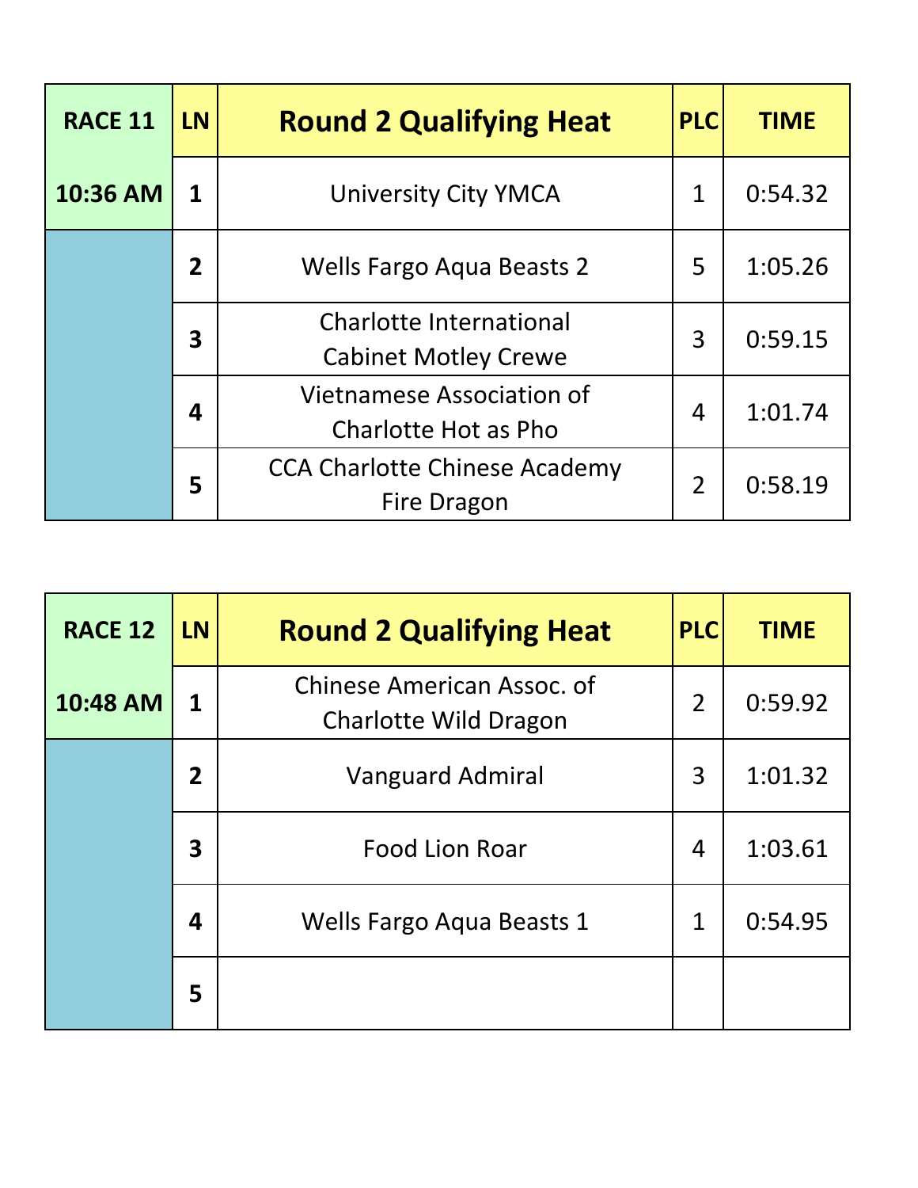| RACE 11 | LN | Round 2 Qualifying Heat | PLC | TIME |
|---|---|---|---|---|
| 10:36 AM | 1 | University City YMCA | 1 | 0:54.32 |
| | 2 | Wells Fargo Aqua Beasts 2 | 5 | 1:05.26 |
| | 3 | Charlotte International Cabinet Motley Crewe | 3 | 0:59.15 |
| | 4 | Vietnamese Association of Charlotte Hot as Pho | 4 | 1:01.74 |
| | 5 | CCA Charlotte Chinese Academy Fire Dragon | 2 | 0:58.19 |

| RACE 12 | LN | Round 2 Qualifying Heat | PLC | TIME |
|---|---|---|---|---|
| 10:48 AM | 1 | Chinese American Assoc. of Charlotte Wild Dragon | 2 | 0:59.92 |
| | 2 | Vanguard Admiral | 3 | 1:01.32 |
| | 3 | Food Lion Roar | 4 | 1:03.61 |
| | 4 | Wells Fargo Aqua Beasts 1 | 1 | 0:54.95 |
| | 5 | | | |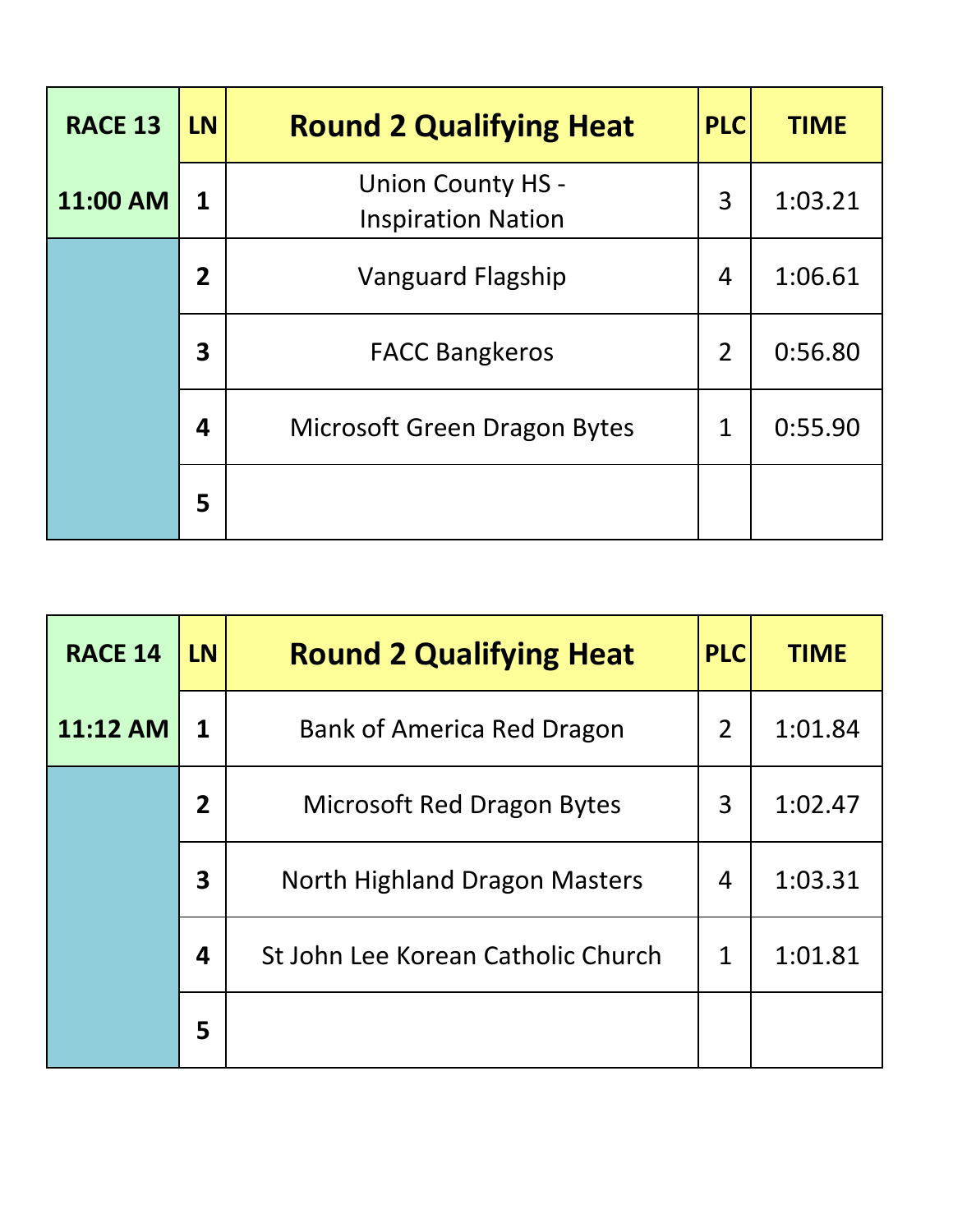| RACE 13 | LN | Round 2 Qualifying Heat | PLC | TIME |
|---|---|---|---|---|
| 11:00 AM | 1 | Union County HS - Inspiration Nation | 3 | 1:03.21 |
| | 2 | Vanguard Flagship | 4 | 1:06.61 |
| | 3 | FACC Bangkeros | 2 | 0:56.80 |
| | 4 | Microsoft Green Dragon Bytes | 1 | 0:55.90 |
| | 5 | | | |

| RACE 14 | LN | Round 2 Qualifying Heat | PLC | TIME |
|---|---|---|---|---|
| 11:12 AM | 1 | Bank of America Red Dragon | 2 | 1:01.84 |
| | 2 | Microsoft Red Dragon Bytes | 3 | 1:02.47 |
| | 3 | North Highland Dragon Masters | 4 | 1:03.31 |
| | 4 | St John Lee Korean Catholic Church | 1 | 1:01.81 |
| | 5 | | | |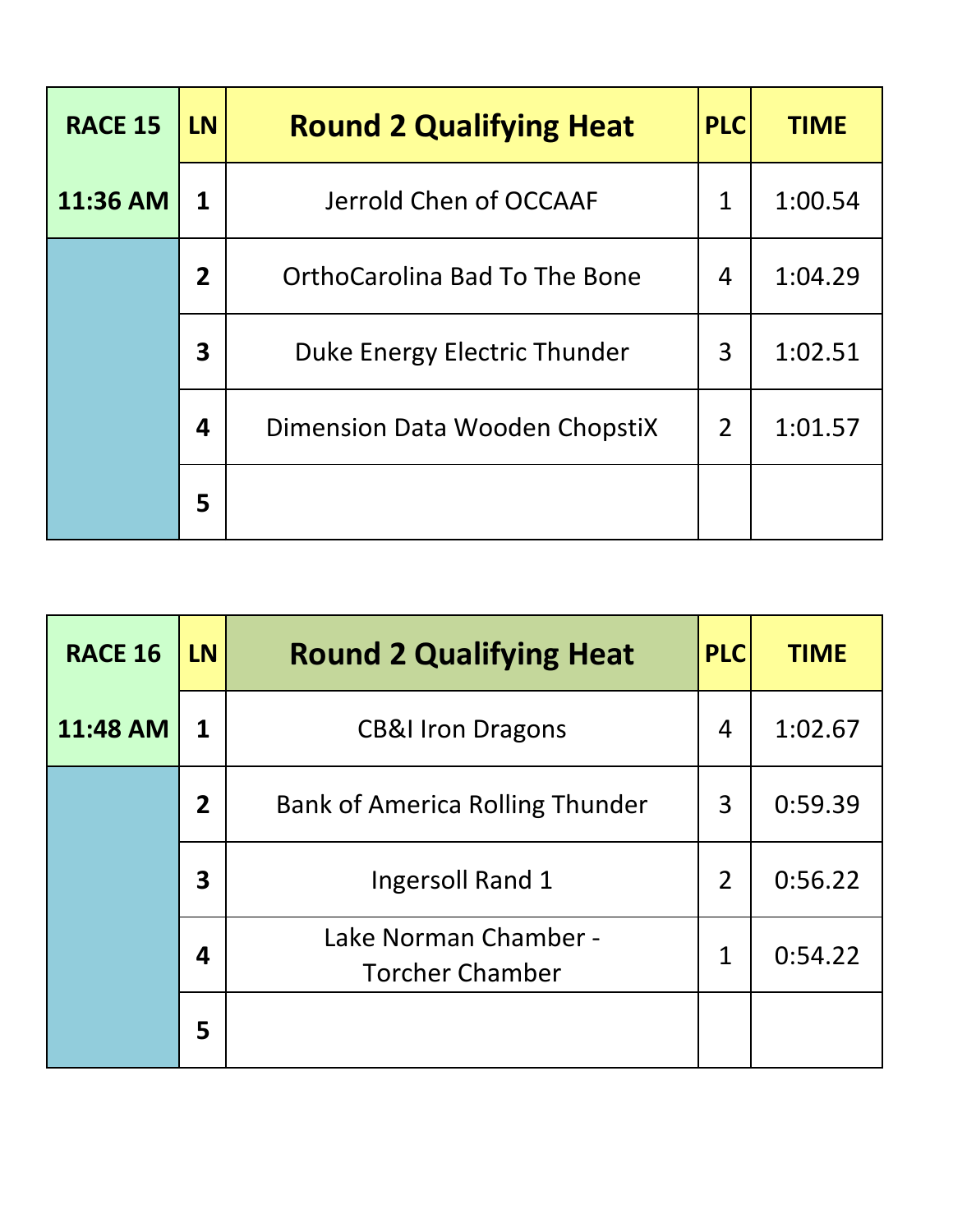| RACE 15 | LN | Round 2 Qualifying Heat | PLC | TIME |
|---|---|---|---|---|
| 11:36 AM | 1 | Jerrold Chen of OCCAAF | 1 | 1:00.54 |
| | 2 | OrthoCarolina Bad To The Bone | 4 | 1:04.29 |
| | 3 | Duke Energy Electric Thunder | 3 | 1:02.51 |
| | 4 | Dimension Data Wooden ChopstiX | 2 | 1:01.57 |
| | 5 | | | |

| RACE 16 | LN | Round 2 Qualifying Heat | PLC | TIME |
|---|---|---|---|---|
| 11:48 AM | 1 | CB&I Iron Dragons | 4 | 1:02.67 |
| | 2 | Bank of America Rolling Thunder | 3 | 0:59.39 |
| | 3 | Ingersoll Rand 1 | 2 | 0:56.22 |
| | 4 | Lake Norman Chamber - Torcher Chamber | 1 | 0:54.22 |
| | 5 | | | |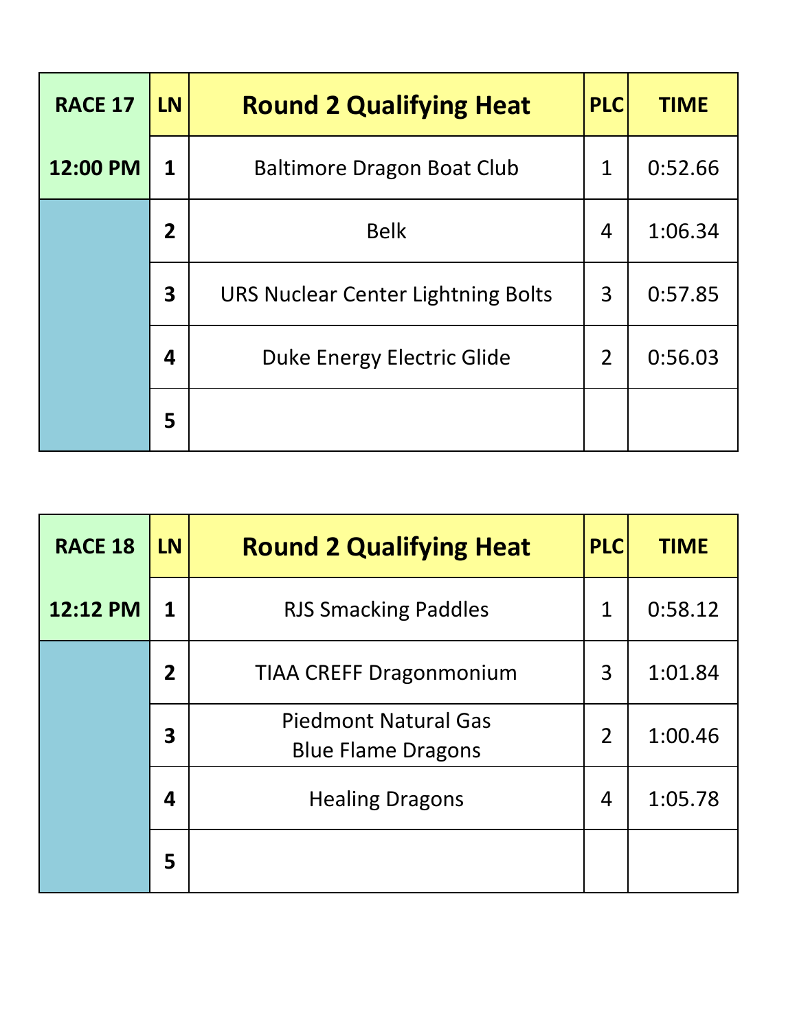| RACE 17 | LN | Round 2 Qualifying Heat | PLC | TIME |
| --- | --- | --- | --- | --- |
| 12:00 PM | 1 | Baltimore Dragon Boat Club | 1 | 0:52.66 |
| | 2 | Belk | 4 | 1:06.34 |
| | 3 | URS Nuclear Center Lightning Bolts | 3 | 0:57.85 |
| | 4 | Duke Energy Electric Glide | 2 | 0:56.03 |
| | 5 | | | |

| RACE 18 | LN | Round 2 Qualifying Heat | PLC | TIME |
| --- | --- | --- | --- | --- |
| 12:12 PM | 1 | RJS Smacking Paddles | 1 | 0:58.12 |
| | 2 | TIAA CREFF Dragonmonium | 3 | 1:01.84 |
| | 3 | Piedmont Natural Gas Blue Flame Dragons | 2 | 1:00.46 |
| | 4 | Healing Dragons | 4 | 1:05.78 |
| | 5 | | | |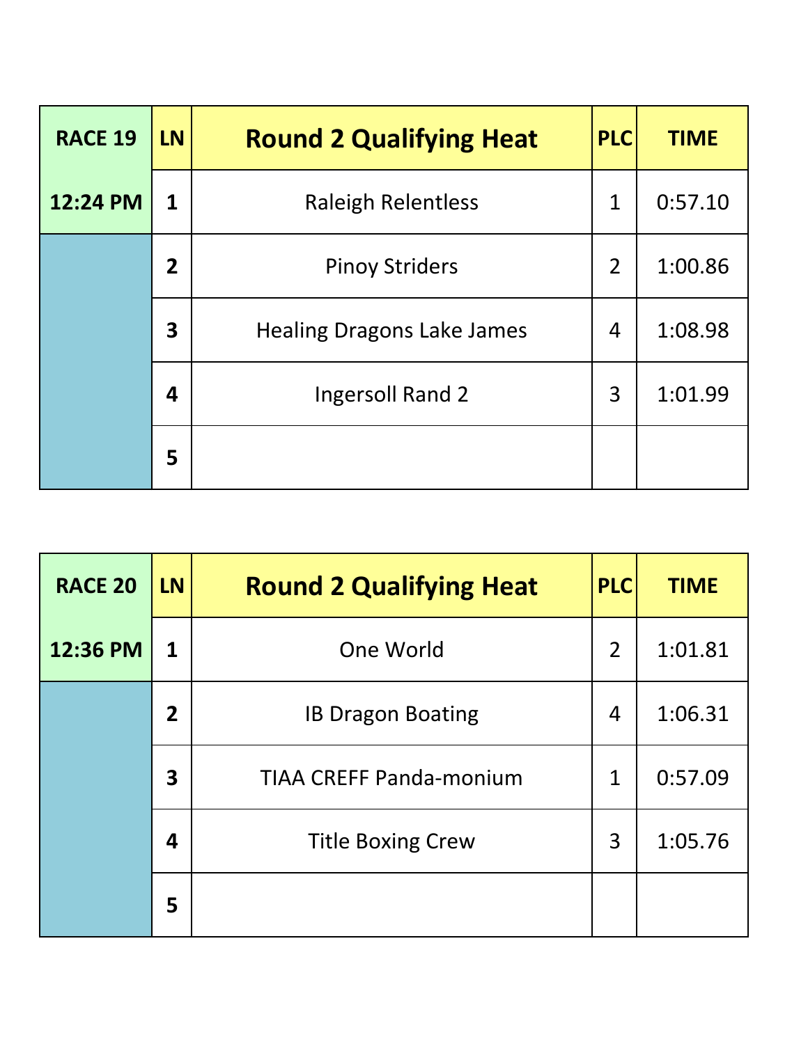| RACE 19 | LN | Round 2 Qualifying Heat | PLC | TIME |
|---|---|---|---|---|
| 12:24 PM | 1 | Raleigh Relentless | 1 | 0:57.10 |
| | 2 | Pinoy Striders | 2 | 1:00.86 |
| | 3 | Healing Dragons Lake James | 4 | 1:08.98 |
| | 4 | Ingersoll Rand 2 | 3 | 1:01.99 |
| | 5 | | | |

| RACE 20 | LN | Round 2 Qualifying Heat | PLC | TIME |
|---|---|---|---|---|
| 12:36 PM | 1 | One World | 2 | 1:01.81 |
| | 2 | IB Dragon Boating | 4 | 1:06.31 |
| | 3 | TIAA CREFF Panda-monium | 1 | 0:57.09 |
| | 4 | Title Boxing Crew | 3 | 1:05.76 |
| | 5 | | | |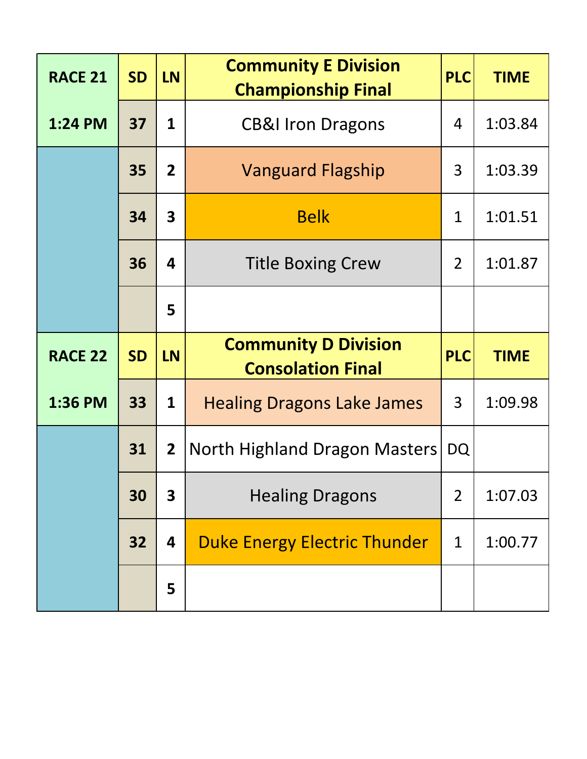| RACE 21 | SD | LN | Community E Division Championship Final | PLC | TIME |
|---|---|---|---|---|---|
| 1:24 PM | 37 | 1 | CB&I Iron Dragons | 4 | 1:03.84 |
| | 35 | 2 | Vanguard Flagship | 3 | 1:03.39 |
| | 34 | 3 | Belk | 1 | 1:01.51 |
| | 36 | 4 | Title Boxing Crew | 2 | 1:01.87 |
| | | 5 | | | |

| RACE 22 | SD | LN | Community D Division Consolation Final | PLC | TIME |
|---|---|---|---|---|---|
| 1:36 PM | 33 | 1 | Healing Dragons Lake James | 3 | 1:09.98 |
| | 31 | 2 | North Highland Dragon Masters | DQ | |
| | 30 | 3 | Healing Dragons | 2 | 1:07.03 |
| | 32 | 4 | Duke Energy Electric Thunder | 1 | 1:00.77 |
| | | 5 | | | |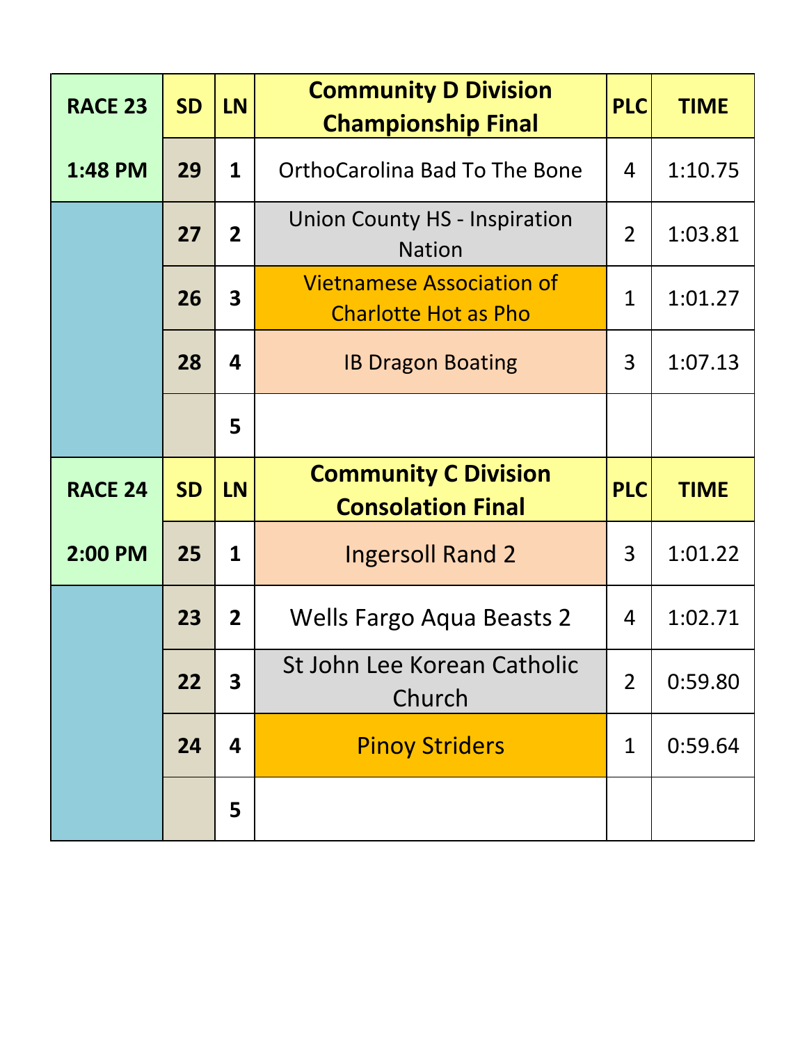| RACE 23 | SD | LN | Community D Division Championship Final | PLC | TIME |
|---|---|---|---|---|---|
| 1:48 PM | 29 | 1 | OrthoCarolina Bad To The Bone | 4 | 1:10.75 |
| | 27 | 2 | Union County HS - Inspiration Nation | 2 | 1:03.81 |
| | 26 | 3 | Vietnamese Association of Charlotte Hot as Pho | 1 | 1:01.27 |
| | 28 | 4 | IB Dragon Boating | 3 | 1:07.13 |
| | | 5 | | | |

| RACE 24 | SD | LN | Community C Division Consolation Final | PLC | TIME |
|---|---|---|---|---|---|
| 2:00 PM | 25 | 1 | Ingersoll Rand 2 | 3 | 1:01.22 |
| | 23 | 2 | Wells Fargo Aqua Beasts 2 | 4 | 1:02.71 |
| | 22 | 3 | St John Lee Korean Catholic Church | 2 | 0:59.80 |
| | 24 | 4 | Pinoy Striders | 1 | 0:59.64 |
| | | 5 | | | |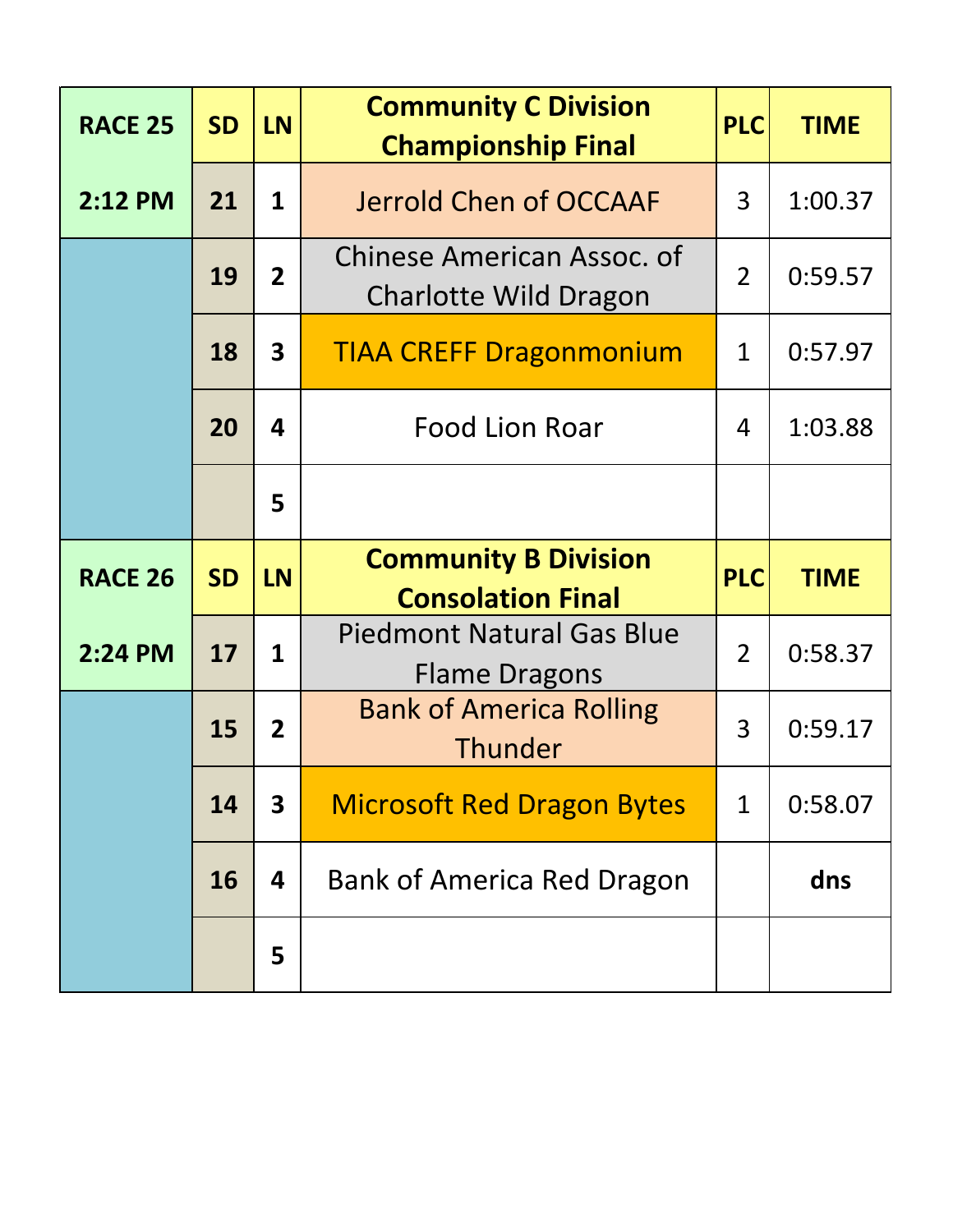| RACE 25 | SD | LN | Community C Division Championship Final | PLC | TIME |
|---|---|---|---|---|---|
| 2:12 PM | 21 | 1 | Jerrold Chen of OCCAAF | 3 | 1:00.37 |
| | 19 | 2 | Chinese American Assoc. of Charlotte Wild Dragon | 2 | 0:59.57 |
| | 18 | 3 | TIAA CREFF Dragonmonium | 1 | 0:57.97 |
| | 20 | 4 | Food Lion Roar | 4 | 1:03.88 |
| | | 5 | | | |

| RACE 26 | SD | LN | Community B Division Consolation Final | PLC | TIME |
|---|---|---|---|---|---|
| 2:24 PM | 17 | 1 | Piedmont Natural Gas Blue Flame Dragons | 2 | 0:58.37 |
| | 15 | 2 | Bank of America Rolling Thunder | 3 | 0:59.17 |
| | 14 | 3 | Microsoft Red Dragon Bytes | 1 | 0:58.07 |
| | 16 | 4 | Bank of America Red Dragon | | **dns** |
| | | 5 | | | |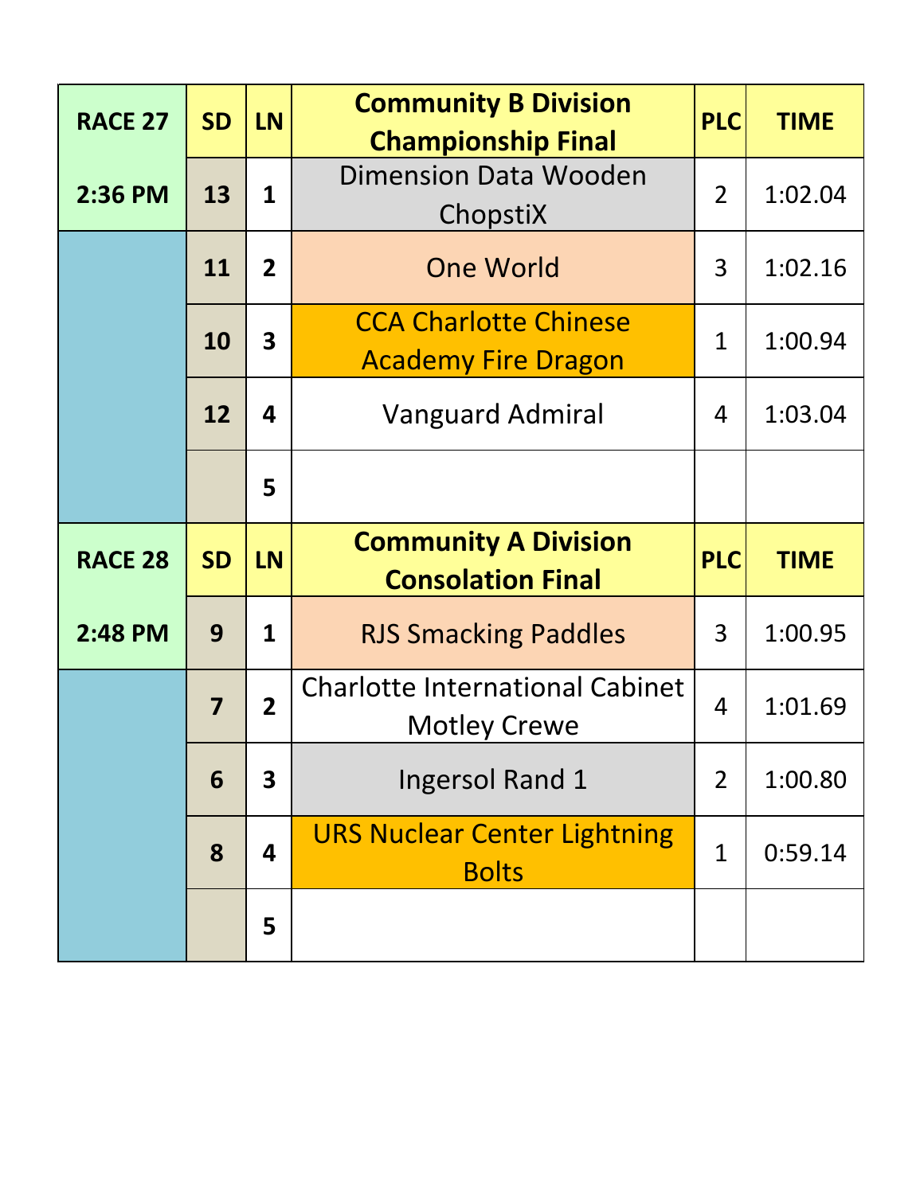| RACE 27 | SD | LN | Community B Division Championship Final | PLC | TIME |
|---|---|---|---|---|---|
| 2:36 PM | 13 | 1 | Dimension Data Wooden ChopstiX | 2 | 1:02.04 |
| | 11 | 2 | One World | 3 | 1:02.16 |
| | 10 | 3 | CCA Charlotte Chinese Academy Fire Dragon | 1 | 1:00.94 |
| | 12 | 4 | Vanguard Admiral | 4 | 1:03.04 |
| | | 5 | | | |

| RACE 28 | SD | LN | Community A Division Consolation Final | PLC | TIME |
|---|---|---|---|---|---|
| 2:48 PM | 9 | 1 | RJS Smacking Paddles | 3 | 1:00.95 |
| | 7 | 2 | Charlotte International Cabinet Motley Crewe | 4 | 1:01.69 |
| | 6 | 3 | Ingersol Rand 1 | 2 | 1:00.80 |
| | 8 | 4 | URS Nuclear Center Lightning Bolts | 1 | 0:59.14 |
| | | 5 | | | |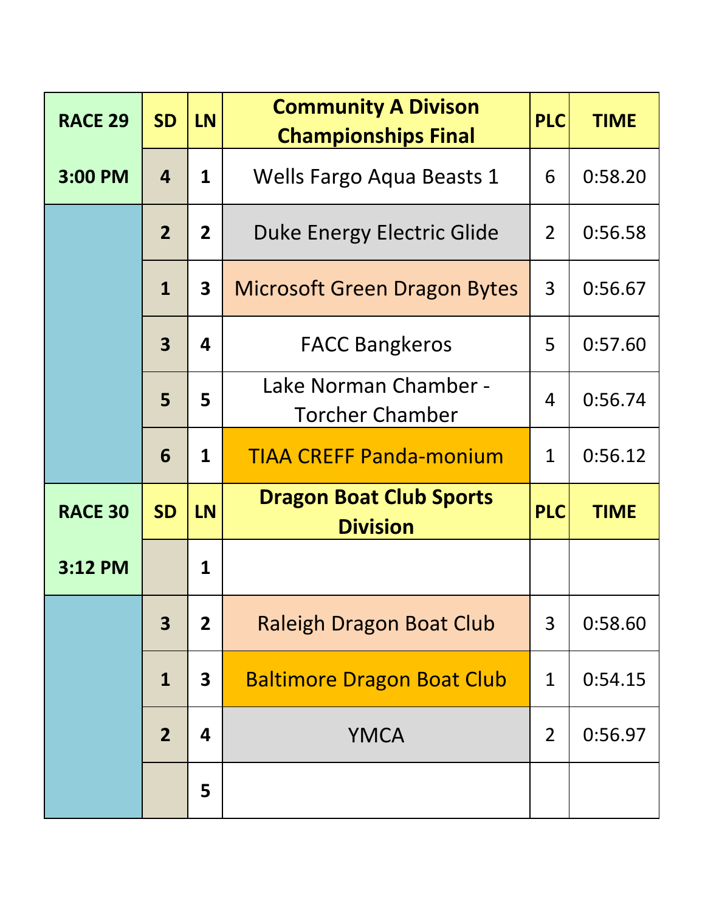| RACE 29 | SD | LN | Community A Divison Championships Final | PLC | TIME |
|---|---|---|---|---|---|
| 3:00 PM | 4 | 1 | Wells Fargo Aqua Beasts 1 | 6 | 0:58.20 |
| | 2 | 2 | Duke Energy Electric Glide | 2 | 0:56.58 |
| | 1 | 3 | Microsoft Green Dragon Bytes | 3 | 0:56.67 |
| | 3 | 4 | FACC Bangkeros | 5 | 0:57.60 |
| | 5 | 5 | Lake Norman Chamber - Torcher Chamber | 4 | 0:56.74 |
| | 6 | 1 | TIAA CREFF Panda-monium | 1 | 0:56.12 |

| RACE 30 | SD | LN | Dragon Boat Club Sports Division | PLC | TIME |
|---|---|---|---|---|---|
| 3:12 PM | | 1 | | | |
| | 3 | 2 | Raleigh Dragon Boat Club | 3 | 0:58.60 |
| | 1 | 3 | Baltimore Dragon Boat Club | 1 | 0:54.15 |
| | 2 | 4 | YMCA | 2 | 0:56.97 |
| | | 5 | | | |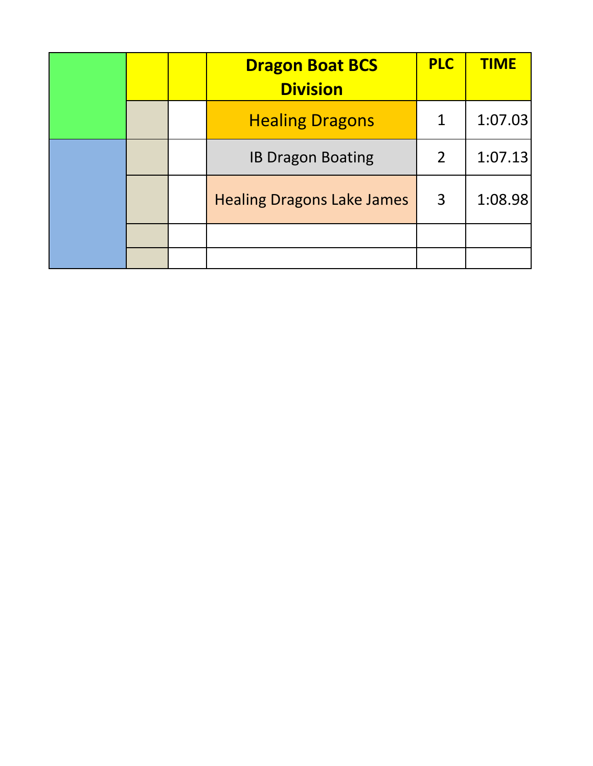| | | | Dragon Boat BCS Division | PLC | TIME |
|---|---|---|---|---|---|
| | | | Healing Dragons | 1 | 1:07.03 |
| | | | IB Dragon Boating | 2 | 1:07.13 |
| | | | Healing Dragons Lake James | 3 | 1:08.98 |
| | | | | | |
| | | | | | |